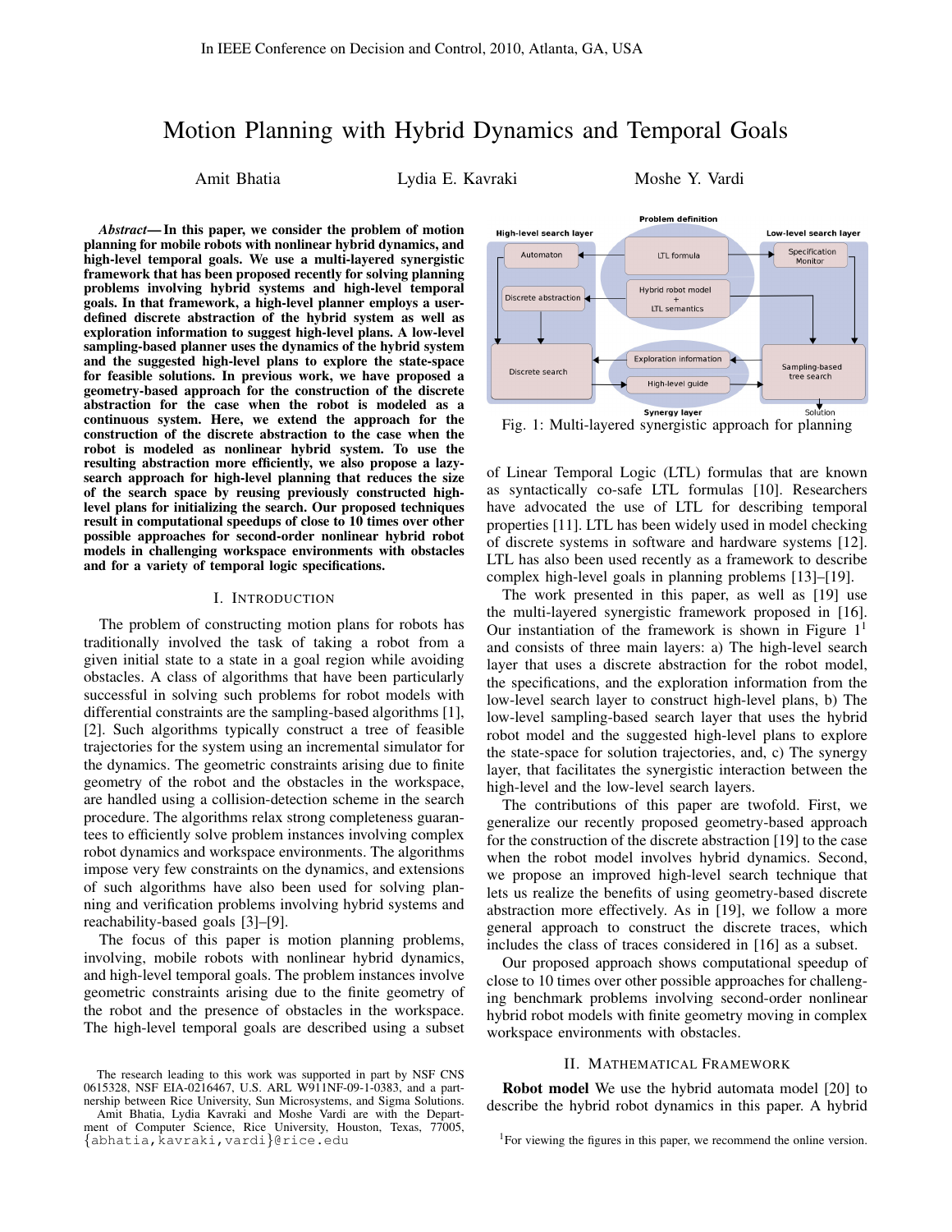In IEEE Conference on Decision and Control, 2010, Atlanta, GA, USA

# Motion Planning with Hybrid Dynamics and Temporal Goals

Amit Bhatia, Lydia E. Kavraki, Moshe Y. Vardi

***Abstract*— In this paper, we consider the problem of motion planning for mobile robots with nonlinear hybrid dynamics, and high-level temporal goals. We use a multi-layered synergistic framework that has been proposed recently for solving planning problems involving hybrid systems and high-level temporal goals. In that framework, a high-level planner employs a user-defined discrete abstraction of the hybrid system as well as exploration information to suggest high-level plans. A low-level sampling-based planner uses the dynamics of the hybrid system and the suggested high-level plans to explore the state-space for feasible solutions. In previous work, we have proposed a geometry-based approach for the construction of the discrete abstraction for the case when the robot is modeled as a continuous system. Here, we extend the approach for the construction of the discrete abstraction to the case when the robot is modeled as nonlinear hybrid system. To use the resulting abstraction more efficiently, we also propose a lazy-search approach for high-level planning that reduces the size of the search space by reusing previously constructed high-level plans for initializing the search. Our proposed techniques result in computational speedups of close to 10 times over other possible approaches for second-order nonlinear hybrid robot models in challenging workspace environments with obstacles and for a variety of temporal logic specifications.**

## I. Introduction

The problem of constructing motion plans for robots has traditionally involved the task of taking a robot from a given initial state to a state in a goal region while avoiding obstacles. A class of algorithms that have been particularly successful in solving such problems for robot models with differential constraints are the sampling-based algorithms [1], [2]. Such algorithms typically construct a tree of feasible trajectories for the system using an incremental simulator for the dynamics. The geometric constraints arising due to finite geometry of the robot and the obstacles in the workspace, are handled using a collision-detection scheme in the search procedure. The algorithms relax strong completeness guarantees to efficiently solve problem instances involving complex robot dynamics and workspace environments. The algorithms impose very few constraints on the dynamics, and extensions of such algorithms have also been used for solving planning and verification problems involving hybrid systems and reachability-based goals [3]–[9].

The focus of this paper is motion planning problems, involving, mobile robots with nonlinear hybrid dynamics, and high-level temporal goals. The problem instances involve geometric constraints arising due to the finite geometry of the robot and the presence of obstacles in the workspace. The high-level temporal goals are described using a subset of Linear Temporal Logic (LTL) formulas that are known as syntactically co-safe LTL formulas [10]. Researchers have advocated the use of LTL for describing temporal properties [11]. LTL has been widely used in model checking of discrete systems in software and hardware systems [12]. LTL has also been used recently as a framework to describe complex high-level goals in planning problems [13]–[19].

Fig. 1: Multi-layered synergistic approach for planning

The work presented in this paper, as well as [19] use the multi-layered synergistic framework proposed in [16]. Our instantiation of the framework is shown in Figure 1[1] and consists of three main layers: a) The high-level search layer that uses a discrete abstraction for the robot model, the specifications, and the exploration information from the low-level search layer to construct high-level plans, b) The low-level sampling-based search layer that uses the hybrid robot model and the suggested high-level plans to explore the state-space for solution trajectories, and, c) The synergy layer, that facilitates the synergistic interaction between the high-level and the low-level search layers.

The contributions of this paper are twofold. First, we generalize our recently proposed geometry-based approach for the construction of the discrete abstraction [19] to the case when the robot model involves hybrid dynamics. Second, we propose an improved high-level search technique that lets us realize the benefits of using geometry-based discrete abstraction more effectively. As in [19], we follow a more general approach to construct the discrete traces, which includes the class of traces considered in [16] as a subset.

Our proposed approach shows computational speedup of close to 10 times over other possible approaches for challenging benchmark problems involving second-order nonlinear hybrid robot models with finite geometry moving in complex workspace environments with obstacles.

## II. Mathematical Framework

**Robot model** We use the hybrid automata model [20] to describe the hybrid robot dynamics in this paper. A hybrid

---

The research leading to this work was supported in part by NSF CNS 0615328, NSF EIA-0216467, U.S. ARL W911NF-09-1-0383, and a partnership between Rice University, Sun Microsystems, and Sigma Solutions.

Amit Bhatia, Lydia Kavraki and Moshe Vardi are with the Department of Computer Science, Rice University, Houston, Texas, 77005, {abhatia,kavraki,vardi}@rice.edu

[1] For viewing the figures in this paper, we recommend the online version.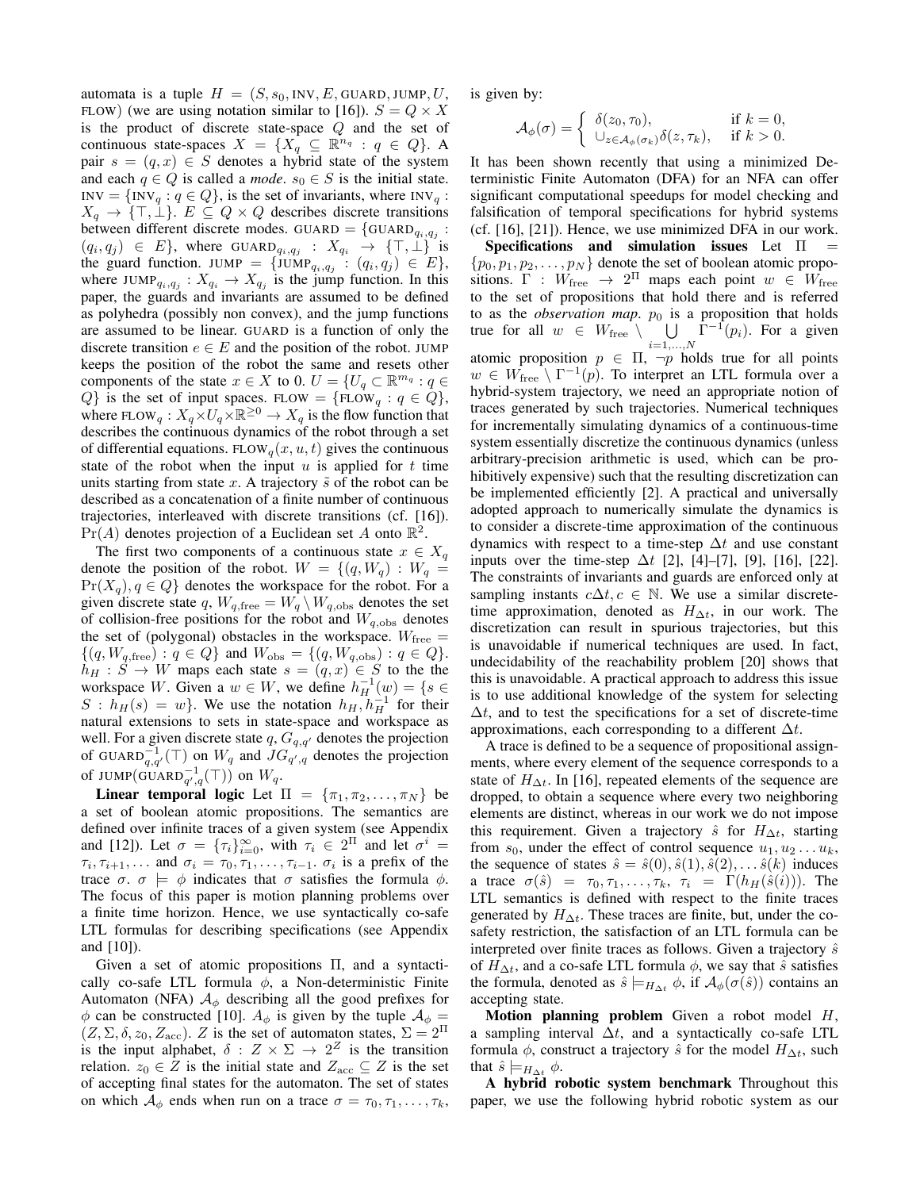automata is a tuple $H = (S, s_0, \text{INV}, E, \text{GUARD}, \text{JUMP}, U, \text{FLOW})$ (we are using notation similar to [16]). $S = Q \times X$ is the product of discrete state-space $Q$ and the set of continuous state-spaces $X = \{X_q \subseteq \mathbb{R}^{n_q} : q \in Q\}$. A pair $s = (q, x) \in S$ denotes a hybrid state of the system and each $q \in Q$ is called a *mode*. $s_0 \in S$ is the initial state. $\text{INV} = \{\text{INV}_q : q \in Q\}$, is the set of invariants, where $\text{INV}_q : X_q \to \{\top, \bot\}$. $E \subseteq Q \times Q$ describes discrete transitions between different discrete modes. $\text{GUARD} = \{\text{GUARD}_{q_i,q_j} : (q_i, q_j) \in E\}$, where $\text{GUARD}_{q_i,q_j} : X_{q_i} \to \{\top, \bot\}$ is the guard function. $\text{JUMP} = \{\text{JUMP}_{q_i,q_j} : (q_i, q_j) \in E\}$, where $\text{JUMP}_{q_i,q_j} : X_{q_i} \to X_{q_j}$ is the jump function. In this paper, the guards and invariants are assumed to be defined as polyhedra (possibly non convex), and the jump functions are assumed to be linear. GUARD is a function of only the discrete transition $e \in E$ and the position of the robot. JUMP keeps the position of the robot the same and resets other components of the state $x \in X$ to 0. $U = \{U_q \subset \mathbb{R}^{m_q} : q \in Q\}$ is the set of input spaces. $\text{FLOW} = \{\text{FLOW}_q : q \in Q\}$, where $\text{FLOW}_q : X_q \times U_q \times \mathbb{R}^{\geq 0} \to X_q$ is the flow function that describes the continuous dynamics of the robot through a set of differential equations. $\text{FLOW}_q(x, u, t)$ gives the continuous state of the robot when the input $u$ is applied for $t$ time units starting from state $x$. A trajectory $\tilde{s}$ of the robot can be described as a concatenation of a finite number of continuous trajectories, interleaved with discrete transitions (cf. [16]). $\text{Pr}(A)$ denotes projection of a Euclidean set $A$ onto $\mathbb{R}^2$.

The first two components of a continuous state $x \in X_q$ denote the position of the robot. $W = \{(q, W_q) : W_q = \text{Pr}(X_q), q \in Q\}$ denotes the workspace for the robot. For a given discrete state $q$, $W_{q,\text{free}} = W_q \setminus W_{q,\text{obs}}$ denotes the set of collision-free positions for the robot and $W_{q,\text{obs}}$ denotes the set of (polygonal) obstacles in the workspace. $W_{\text{free}} = \{(q, W_{q,\text{free}}) : q \in Q\}$ and $W_{\text{obs}} = \{(q, W_{q,\text{obs}}) : q \in Q\}$. $h_H : S \to W$ maps each state $s = (q, x) \in S$ to the workspace $W$. Given a $w \in W$, we define $h_H^{-1}(w) = \{s \in S : h_H(s) = w\}$. We use the notation $h_H, h_H^{-1}$ for their natural extensions to sets in state-space and workspace as well. For a given discrete state $q$, $G_{q,q'}$ denotes the projection of $\text{GUARD}_{q,q'}^{-1}(\top)$ on $W_q$ and $JG_{q',q}$ denotes the projection of $\text{JUMP}(\text{GUARD}_{q',q}^{-1}(\top))$ on $W_q$.

**Linear temporal logic** Let $\Pi = \{\pi_1, \pi_2, \ldots, \pi_N\}$ be a set of boolean atomic propositions. The semantics are defined over infinite traces of a given system (see Appendix and [12]). Let $\sigma = \{\tau_i\}_{i=0}^{\infty}$, with $\tau_i \in 2^{\Pi}$ and let $\sigma^i = \tau_i, \tau_{i+1}, \ldots$ and $\sigma_i = \tau_0, \tau_1, \ldots, \tau_{i-1}$. $\sigma_i$ is a prefix of the trace $\sigma$. $\sigma \models \phi$ indicates that $\sigma$ satisfies the formula $\phi$. The focus of this paper is motion planning problems over a finite time horizon. Hence, we use syntactically co-safe LTL formulas for describing specifications (see Appendix and [10]).

Given a set of atomic propositions $\Pi$, and a syntactically co-safe LTL formula $\phi$, a Non-deterministic Finite Automaton (NFA) $\mathcal{A}_\phi$ describing all the good prefixes for $\phi$ can be constructed [10]. $A_\phi$ is given by the tuple $\mathcal{A}_\phi = (Z, \Sigma, \delta, z_0, Z_{\text{acc}})$. $Z$ is the set of automaton states, $\Sigma = 2^{\Pi}$ is the input alphabet, $\delta : Z \times \Sigma \to 2^Z$ is the transition relation. $z_0 \in Z$ is the initial state and $Z_{\text{acc}} \subseteq Z$ is the set of accepting final states for the automaton. The set of states on which $\mathcal{A}_\phi$ ends when run on a trace $\sigma = \tau_0, \tau_1, \ldots, \tau_k$, is given by:

$$\mathcal{A}_\phi(\sigma) = \begin{cases} \delta(z_0, \tau_0), & \text{if } k = 0, \\ \cup_{z \in \mathcal{A}_\phi(\sigma_k)} \delta(z, \tau_k), & \text{if } k > 0. \end{cases}$$

It has been shown recently that using a minimized Deterministic Finite Automaton (DFA) for an NFA can offer significant computational speedups for model checking and falsification of temporal specifications for hybrid systems (cf. [16], [21]). Hence, we use minimized DFA in our work.

**Specifications and simulation issues** Let $\Pi = \{p_0, p_1, p_2, \ldots, p_N\}$ denote the set of boolean atomic propositions. $\Gamma : W_{\text{free}} \to 2^{\Pi}$ maps each point $w \in W_{\text{free}}$ to the set of propositions that hold there and is referred to as the *observation map*. $p_0$ is a proposition that holds true for all $w \in W_{\text{free}} \setminus \bigcup_{i=1,\ldots,N} \Gamma^{-1}(p_i)$. For a given atomic proposition $p \in \Pi$, $\neg p$ holds true for all points $w \in W_{\text{free}} \setminus \Gamma^{-1}(p)$. To interpret an LTL formula over a hybrid-system trajectory, we need an appropriate notion of traces generated by such trajectories. Numerical techniques for incrementally simulating dynamics of a continuous-time system essentially discretize the continuous dynamics (unless arbitrary-precision arithmetic is used, which can be prohibitively expensive) such that the resulting discretization can be implemented efficiently [2]. A practical and universally adopted approach to numerically simulate the dynamics is to consider a discrete-time approximation of the continuous dynamics with respect to a time-step $\Delta t$ and use constant inputs over the time-step $\Delta t$ [2], [4]–[7], [9], [16], [22]. The constraints of invariants and guards are enforced only at sampling instants $c\Delta t, c \in \mathbb{N}$. We use a similar discrete-time approximation, denoted as $H_{\Delta t}$, in our work. The discretization can result in spurious trajectories, but this is unavoidable if numerical techniques are used. In fact, undecidability of the reachability problem [20] shows that this is unavoidable. A practical approach to address this issue is to use additional knowledge of the system for selecting $\Delta t$, and to test the specifications for a set of discrete-time approximations, each corresponding to a different $\Delta t$.

A trace is defined to be a sequence of propositional assignments, where every element of the sequence corresponds to a state of $H_{\Delta t}$. In [16], repeated elements of the sequence are dropped, to obtain a sequence where every two neighboring elements are distinct, whereas in our work we do not impose this requirement. Given a trajectory $\hat{s}$ for $H_{\Delta t}$, starting from $s_0$, under the effect of control sequence $u_1, u_2 \ldots u_k$, the sequence of states $\hat{s} = \hat{s}(0), \hat{s}(1), \hat{s}(2), \ldots \hat{s}(k)$ induces a trace $\sigma(\hat{s}) = \tau_0, \tau_1, \ldots, \tau_k$, $\tau_i = \Gamma(h_H(\hat{s}(i)))$. The LTL semantics is defined with respect to the finite traces generated by $H_{\Delta t}$. These traces are finite, but, under the co-safety restriction, the satisfaction of an LTL formula can be interpreted over finite traces as follows. Given a trajectory $\hat{s}$ of $H_{\Delta t}$, and a co-safe LTL formula $\phi$, we say that $\hat{s}$ satisfies the formula, denoted as $\hat{s} \models_{H_{\Delta t}} \phi$, if $\mathcal{A}_\phi(\sigma(\hat{s}))$ contains an accepting state.

**Motion planning problem** Given a robot model $H$, a sampling interval $\Delta t$, and a syntactically co-safe LTL formula $\phi$, construct a trajectory $\hat{s}$ for the model $H_{\Delta t}$, such that $\hat{s} \models_{H_{\Delta t}} \phi$.

**A hybrid robotic system benchmark** Throughout this paper, we use the following hybrid robotic system as our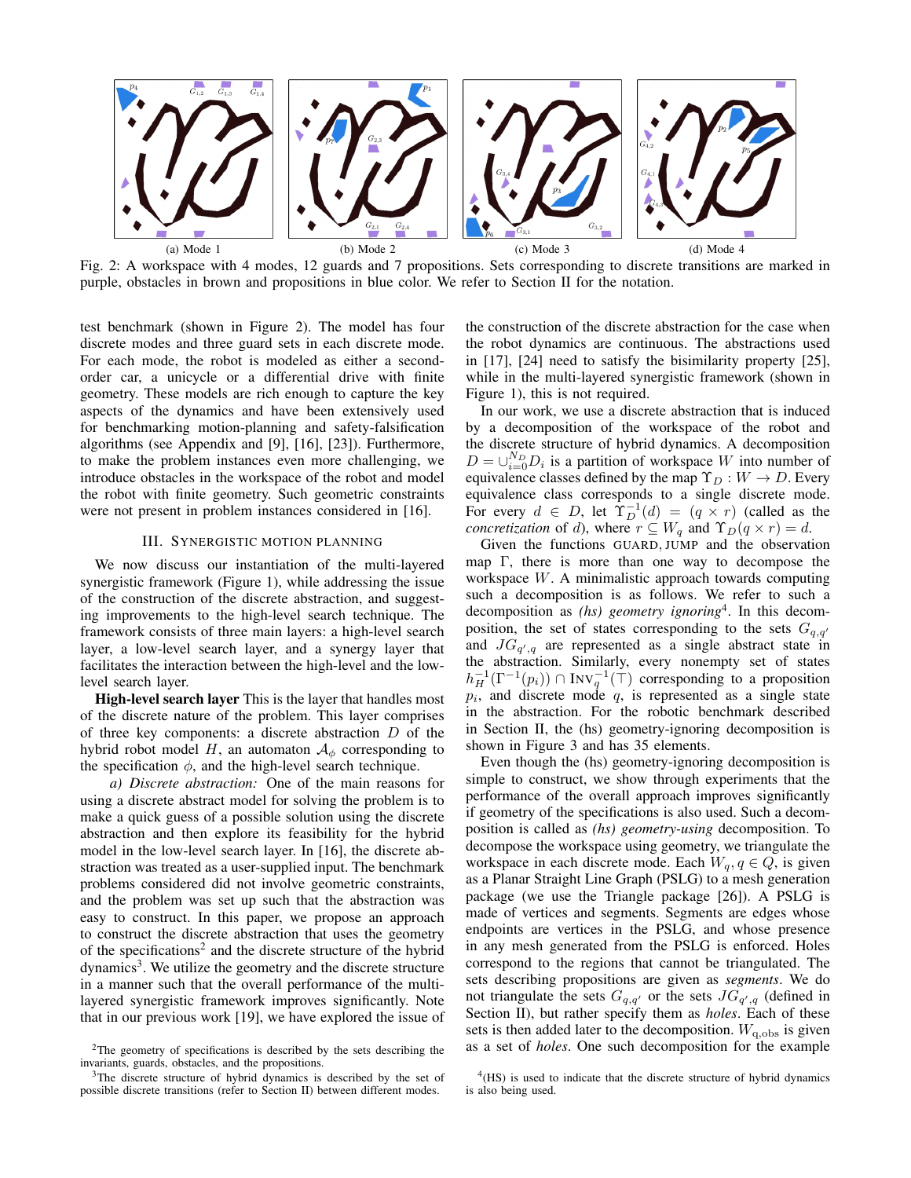(a) Mode 1 (b) Mode 2 (c) Mode 3 (d) Mode 4

Fig. 2: A workspace with 4 modes, 12 guards and 7 propositions. Sets corresponding to discrete transitions are marked in purple, obstacles in brown and propositions in blue color. We refer to Section II for the notation.

test benchmark (shown in Figure 2). The model has four discrete modes and three guard sets in each discrete mode. For each mode, the robot is modeled as either a second-order car, a unicycle or a differential drive with finite geometry. These models are rich enough to capture the key aspects of the dynamics and have been extensively used for benchmarking motion-planning and safety-falsification algorithms (see Appendix and [9], [16], [23]). Furthermore, to make the problem instances even more challenging, we introduce obstacles in the workspace of the robot and model the robot with finite geometry. Such geometric constraints were not present in problem instances considered in [16].

## III. Synergistic Motion Planning

We now discuss our instantiation of the multi-layered synergistic framework (Figure 1), while addressing the issue of the construction of the discrete abstraction, and suggesting improvements to the high-level search technique. The framework consists of three main layers: a high-level search layer, a low-level search layer, and a synergy layer that facilitates the interaction between the high-level and the low-level search layer.

**High-level search layer** This is the layer that handles most of the discrete nature of the problem. This layer comprises of three key components: a discrete abstraction $D$ of the hybrid robot model $H$, an automaton $\mathcal{A}_\phi$ corresponding to the specification $\phi$, and the high-level search technique.

*a) Discrete abstraction:* One of the main reasons for using a discrete abstract model for solving the problem is to make a quick guess of a possible solution using the discrete abstraction and then explore its feasibility for the hybrid model in the low-level search layer. In [16], the discrete abstraction was treated as a user-supplied input. The benchmark problems considered did not involve geometric constraints, and the problem was set up such that the abstraction was easy to construct. In this paper, we propose an approach to construct the discrete abstraction that uses the geometry of the specifications[2] and the discrete structure of the hybrid dynamics[3]. We utilize the geometry and the discrete structure in a manner such that the overall performance of the multi-layered synergistic framework improves significantly. Note that in our previous work [19], we have explored the issue of the construction of the discrete abstraction for the case when the robot dynamics are continuous. The abstractions used in [17], [24] need to satisfy the bisimilarity property [25], while in the multi-layered synergistic framework (shown in Figure 1), this is not required.

In our work, we use a discrete abstraction that is induced by a decomposition of the workspace of the robot and the discrete structure of hybrid dynamics. A decomposition $D = \cup_{i=0}^{N_D} D_i$ is a partition of workspace $W$ into number of equivalence classes defined by the map $\Upsilon_D : W \rightarrow D$. Every equivalence class corresponds to a single discrete mode. For every $d \in D$, let $\Upsilon_D^{-1}(d) = (q \times r)$ (called as the *concretization* of $d$), where $r \subseteq W_q$ and $\Upsilon_D(q \times r) = d$.

Given the functions GUARD, JUMP and the observation map $\Gamma$, there is more than one way to decompose the workspace $W$. A minimalistic approach towards computing such a decomposition is as follows. We refer to such a decomposition as *(hs) geometry ignoring*[4]. In this decomposition, the set of states corresponding to the sets $G_{q,q'}$ and $JG_{q',q}$ are represented as a single abstract state in the abstraction. Similarly, every nonempty set of states $h_H^{-1}(\Gamma^{-1}(p_i)) \cap \text{INV}_q^{-1}(\top)$ corresponding to a proposition $p_i$, and discrete mode $q$, is represented as a single state in the abstraction. For the robotic benchmark described in Section II, the (hs) geometry-ignoring decomposition is shown in Figure 3 and has 35 elements.

Even though the (hs) geometry-ignoring decomposition is simple to construct, we show through experiments that the performance of the overall approach improves significantly if geometry of the specifications is also used. Such a decomposition is called as *(hs) geometry-using* decomposition. To decompose the workspace using geometry, we triangulate the workspace in each discrete mode. Each $W_q, q \in Q$, is given as a Planar Straight Line Graph (PSLG) to a mesh generation package (we use the Triangle package [26]). A PSLG is made of vertices and segments. Segments are edges whose endpoints are vertices in the PSLG, and whose presence in any mesh generated from the PSLG is enforced. Holes correspond to the regions that cannot be triangulated. The sets describing propositions are given as *segments*. We do not triangulate the sets $G_{q,q'}$ or the sets $JG_{q',q}$ (defined in Section II), but rather specify them as *holes*. Each of these sets is then added later to the decomposition. $W_{q,\text{obs}}$ is given as a set of *holes*. One such decomposition for the example

[2] The geometry of specifications is described by the sets describing the invariants, guards, obstacles, and the propositions.

[3] The discrete structure of hybrid dynamics is described by the set of possible discrete transitions (refer to Section II) between different modes.

[4] (HS) is used to indicate that the discrete structure of hybrid dynamics is also being used.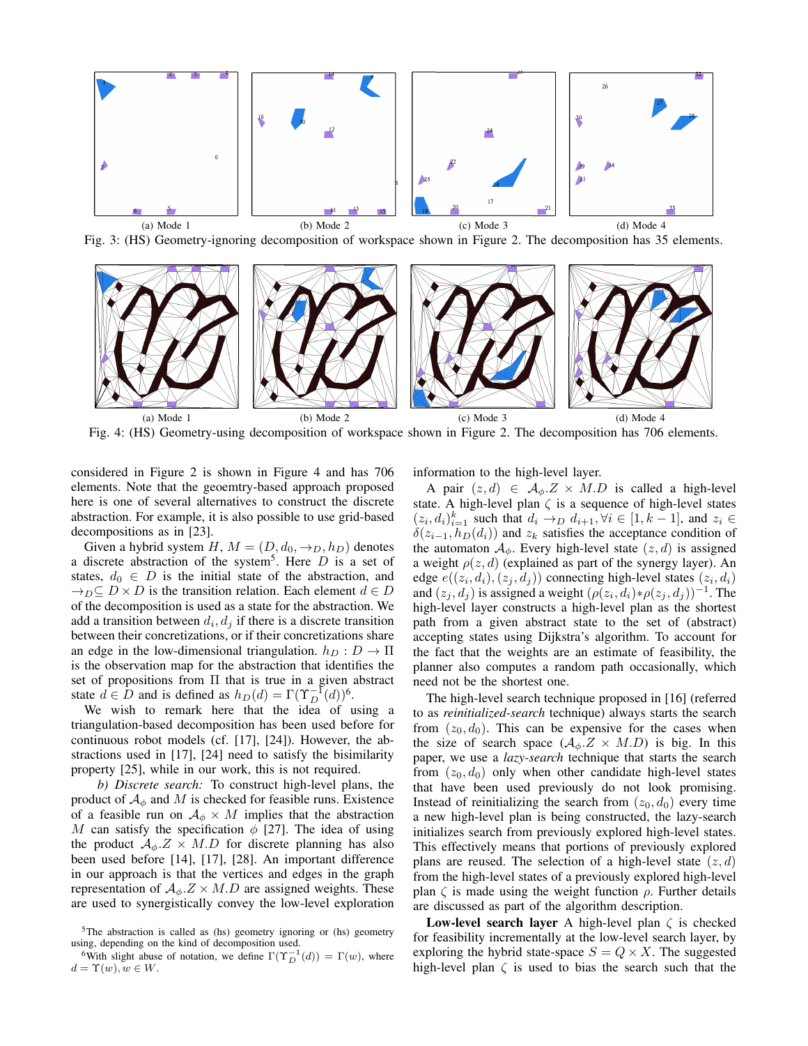(a) Mode 1 (b) Mode 2 (c) Mode 3 (d) Mode 4

Fig. 3: (HS) Geometry-ignoring decomposition of workspace shown in Figure 2. The decomposition has 35 elements.

(a) Mode 1 (b) Mode 2 (c) Mode 3 (d) Mode 4

Fig. 4: (HS) Geometry-using decomposition of workspace shown in Figure 2. The decomposition has 706 elements.

considered in Figure 2 is shown in Figure 4 and has 706 elements. Note that the geoemtry-based approach proposed here is one of several alternatives to construct the discrete abstraction. For example, it is also possible to use grid-based decompositions as in [23].

Given a hybrid system $H$, $M = (D, d_0, \rightarrow_D, h_D)$ denotes a discrete abstraction of the system[5]. Here $D$ is a set of states, $d_0 \in D$ is the initial state of the abstraction, and $\rightarrow_D \subseteq D \times D$ is the transition relation. Each element $d \in D$ of the decomposition is used as a state for the abstraction. We add a transition between $d_i, d_j$ if there is a discrete transition between their concretizations, or if their concretizations share an edge in the low-dimensional triangulation. $h_D : D \rightarrow \Pi$ is the observation map for the abstraction that identifies the set of propositions from $\Pi$ that is true in a given abstract state $d \in D$ and is defined as $h_D(d) = \Gamma(\Upsilon_D^{-1}(d))$[6].

We wish to remark here that the idea of using a triangulation-based decomposition has been used before for continuous robot models (cf. [17], [24]). However, the abstractions used in [17], [24] need to satisfy the bisimilarity property [25], while in our work, this is not required.

*b) Discrete search:* To construct high-level plans, the product of $\mathcal{A}_\phi$ and $M$ is checked for feasible runs. Existence of a feasible run on $\mathcal{A}_\phi \times M$ implies that the abstraction $M$ can satisfy the specification $\phi$ [27]. The idea of using the product $\mathcal{A}_\phi.Z \times M.D$ for discrete planning has also been used before [14], [17], [28]. An important difference in our approach is that the vertices and edges in the graph representation of $\mathcal{A}_\phi.Z \times M.D$ are assigned weights. These are used to synergistically convey the low-level exploration information to the high-level layer.

A pair $(z, d) \in \mathcal{A}_\phi.Z \times M.D$ is called a high-level state. A high-level plan $\zeta$ is a sequence of high-level states $(z_i, d_i)_{i=1}^k$ such that $d_i \rightarrow_D d_{i+1}, \forall i \in [1, k-1]$, and $z_i \in \delta(z_{i-1}, h_D(d_i))$ and $z_k$ satisfies the acceptance condition of the automaton $\mathcal{A}_\phi$. Every high-level state $(z, d)$ is assigned a weight $\rho(z, d)$ (explained as part of the synergy layer). An edge $e((z_i, d_i), (z_j, d_j))$ connecting high-level states $(z_i, d_i)$ and $(z_j, d_j)$ is assigned a weight $(\rho(z_i, d_i) * \rho(z_j, d_j))^{-1}$. The high-level layer constructs a high-level plan as the shortest path from a given abstract state to the set of (abstract) accepting states using Dijkstra's algorithm. To account for the fact that the weights are an estimate of feasibility, the planner also computes a random path occasionally, which need not be the shortest one.

The high-level search technique proposed in [16] (referred to as *reinitialized-search* technique) always starts the search from $(z_0, d_0)$. This can be expensive for the cases when the size of search space $(\mathcal{A}_\phi.Z \times M.D)$ is big. In this paper, we use a *lazy-search* technique that starts the search from $(z_0, d_0)$ only when other candidate high-level states that have been used previously do not look promising. Instead of reinitializing the search from $(z_0, d_0)$ every time a new high-level plan is being constructed, the lazy-search initializes search from previously explored high-level states. This effectively means that portions of previously explored plans are reused. The selection of a high-level state $(z, d)$ from the high-level states of a previously explored high-level plan $\zeta$ is made using the weight function $\rho$. Further details are discussed as part of the algorithm description.

**Low-level search layer** A high-level plan $\zeta$ is checked for feasibility incrementally at the low-level search layer, by exploring the hybrid state-space $S = Q \times X$. The suggested high-level plan $\zeta$ is used to bias the search such that the

[5] The abstraction is called as (hs) geometry ignoring or (hs) geometry using, depending on the kind of decomposition used.

[6] With slight abuse of notation, we define $\Gamma(\Upsilon_D^{-1}(d)) = \Gamma(w)$, where $d = \Upsilon(w), w \in W$.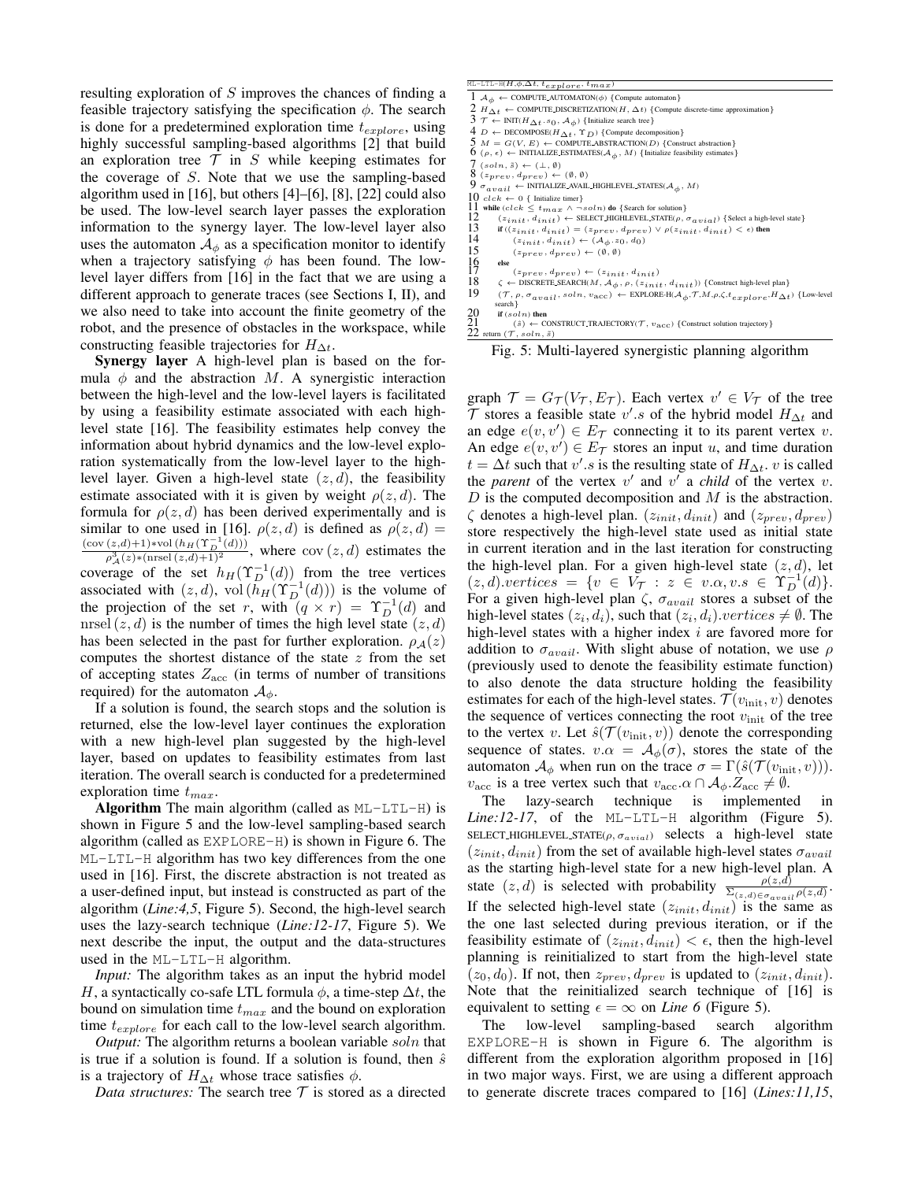resulting exploration of $S$ improves the chances of finding a feasible trajectory satisfying the specification $\phi$. The search is done for a predetermined exploration time $t_{explore}$, using highly successful sampling-based algorithms [2] that build an exploration tree $\mathcal{T}$ in $S$ while keeping estimates for the coverage of $S$. Note that we use the sampling-based algorithm used in [16], but others [4]–[6], [8], [22] could also be used. The low-level search layer passes the exploration information to the synergy layer. The low-level layer also uses the automaton $\mathcal{A}_\phi$ as a specification monitor to identify when a trajectory satisfying $\phi$ has been found. The low-level layer differs from [16] in the fact that we are using a different approach to generate traces (see Sections I, II), and we also need to take into account the finite geometry of the robot, and the presence of obstacles in the workspace, while constructing feasible trajectories for $H_{\Delta t}$.

**Synergy layer** A high-level plan is based on the formula $\phi$ and the abstraction $M$. A synergistic interaction between the high-level and the low-level layers is facilitated by using a feasibility estimate associated with each high-level state [16]. The feasibility estimates help convey the information about hybrid dynamics and the low-level exploration systematically from the low-level layer to the high-level layer. Given a high-level state $(z, d)$, the feasibility estimate associated with it is given by weight $\rho(z, d)$. The formula for $\rho(z, d)$ has been derived experimentally and is similar to one used in [16]. $\rho(z, d)$ is defined as $\rho(z, d) = \frac{(\text{cov}(z,d)+1)*\text{vol}(h_H(\Upsilon_D^{-1}(d)))}{\rho_{\mathcal{A}}^3(z)*(\text{nrsel}(z,d)+1)^2}$, where $\text{cov}(z, d)$ estimates the coverage of the set $h_H(\Upsilon_D^{-1}(d))$ from the tree vertices associated with $(z, d)$, $\text{vol}(h_H(\Upsilon_D^{-1}(d)))$ is the volume of the projection of the set $r$, with $(q \times r) = \Upsilon_D^{-1}(d)$ and $\text{nrsel}(z, d)$ is the number of times the high level state $(z, d)$ has been selected in the past for further exploration. $\rho_{\mathcal{A}}(z)$ computes the shortest distance of the state $z$ from the set of accepting states $Z_{\text{acc}}$ (in terms of number of transitions required) for the automaton $\mathcal{A}_\phi$.

If a solution is found, the search stops and the solution is returned, else the low-level layer continues the exploration with a new high-level plan suggested by the high-level layer, based on updates to feasibility estimates from last iteration. The overall search is conducted for a predetermined exploration time $t_{max}$.

**Algorithm** The main algorithm (called as `ML-LTL-H`) is shown in Figure 5 and the low-level sampling-based search algorithm (called as `EXPLORE-H`) is shown in Figure 6. The `ML-LTL-H` algorithm has two key differences from the one used in [16]. First, the discrete abstraction is not treated as a user-defined input, but instead is constructed as part of the algorithm (*Line:4,5*, Figure 5). Second, the high-level search uses the lazy-search technique (*Line:12-17*, Figure 5). We next describe the input, the output and the data-structures used in the `ML-LTL-H` algorithm.

*Input:* The algorithm takes as an input the hybrid model $H$, a syntactically co-safe LTL formula $\phi$, a time-step $\Delta t$, the bound on simulation time $t_{max}$ and the bound on exploration time $t_{explore}$ for each call to the low-level search algorithm.

*Output:* The algorithm returns a boolean variable $soln$ that is true if a solution is found. If a solution is found, then $\hat{s}$ is a trajectory of $H_{\Delta t}$ whose trace satisfies $\phi$.

*Data structures:* The search tree $\mathcal{T}$ is stored as a directed graph $\mathcal{T} = G_{\mathcal{T}}(V_{\mathcal{T}}, E_{\mathcal{T}})$. Each vertex $v' \in V_{\mathcal{T}}$ of the tree $\mathcal{T}$ stores a feasible state $v'.s$ of the hybrid model $H_{\Delta t}$ and an edge $e(v, v') \in E_{\mathcal{T}}$ connecting it to its parent vertex $v$. An edge $e(v, v') \in E_{\mathcal{T}}$ stores an input $u$, and time duration $t = \Delta t$ such that $v'.s$ is the resulting state of $H_{\Delta t}$. $v$ is called the *parent* of the vertex $v'$ and $v'$ a *child* of the vertex $v$. $D$ is the computed decomposition and $M$ is the abstraction. $\zeta$ denotes a high-level plan. $(z_{init}, d_{init})$ and $(z_{prev}, d_{prev})$ store respectively the high-level state used as initial state in current iteration and in the last iteration for constructing the high-level plan. For a given high-level state $(z, d)$, let $(z, d).vertices = \{v \in V_{\mathcal{T}} : z \in v.\alpha, v.s \in \Upsilon_D^{-1}(d)\}$. For a given high-level plan $\zeta$, $\sigma_{avail}$ stores a subset of the high-level states $(z_i, d_i)$, such that $(z_i, d_i).vertices \neq \emptyset$. The high-level states with a higher index $i$ are favored more for addition to $\sigma_{avail}$. With slight abuse of notation, we use $\rho$ (previously used to denote the feasibility estimate function) to also denote the data structure holding the feasibility estimates for each of the high-level states. $\mathcal{T}(v_{\text{init}}, v)$ denotes the sequence of vertices connecting the root $v_{\text{init}}$ of the tree to the vertex $v$. Let $\hat{s}(\mathcal{T}(v_{\text{init}}, v))$ denote the corresponding sequence of states. $v.\alpha = \mathcal{A}_\phi(\sigma)$, stores the state of the automaton $\mathcal{A}_\phi$ when run on the trace $\sigma = \Gamma(\hat{s}(\mathcal{T}(v_{\text{init}}, v)))$. $v_{\text{acc}}$ is a tree vertex such that $v_{\text{acc}}.\alpha \cap \mathcal{A}_\phi.Z_{\text{acc}} \neq \emptyset$.

```
ML-LTL-H(H, φ, Δt, t_explore, t_max)
1  A_φ ← COMPUTE_AUTOMATON(φ) {Compute automaton}
2  H_Δt ← COMPUTE_DISCRETIZATION(H, Δt) {Compute discrete-time approximation}
3  T ← INIT(H_Δt.s_0, A_φ) {Initialize search tree}
4  D ← DECOMPOSE(H_Δt, Υ_D) {Compute decomposition}
5  M = G(V, E) ← COMPUTE_ABSTRACTION(D) {Construct abstraction}
6  (ρ, ε) ← INITIALIZE_ESTIMATES(A_φ, M) {Initialize feasibility estimates}
7  (soln, ŝ) ← (⊥, ∅)
8  (z_prev, d_prev) ← (∅, ∅)
9  σ_avail ← INITIALIZE_AVAIL_HIGHLEVEL_STATES(A_φ, M)
10 clck ← 0 { Initialize timer}
11 while (clck ≤ t_max ∧ ¬soln) do {Search for solution}
12     (z_init, d_init) ← SELECT_HIGHLEVEL_STATE(ρ, σ_avial) {Select a high-level state}
13     if ((z_init, d_init) = (z_prev, d_prev) ∨ ρ(z_init, d_init) < ε) then
14         (z_init, d_init) ← (A_φ.z_0, d_0)
15         (z_prev, d_prev) ← (∅, ∅)
16     else
17         (z_prev, d_prev) ← (z_init, d_init)
18     ζ ← DISCRETE_SEARCH(M, A_φ, ρ, (z_init, d_init)) {Construct high-level plan}
19     (T, ρ, σ_avail, soln, v_acc) ← EXPLORE-H(A_φ, T, M, ρ, ζ, t_explore, H_Δt) {Low-level search}
20     if (soln) then
21         (ŝ) ← CONSTRUCT_TRAJECTORY(T, v_acc) {Construct solution trajectory}
22 return (T, soln, ŝ)
```

Fig. 5: Multi-layered synergistic planning algorithm

The lazy-search technique is implemented in *Line:12-17*, of the `ML-LTL-H` algorithm (Figure 5). SELECT_HIGHLEVEL_STATE$(\rho, \sigma_{avial})$ selects a high-level state $(z_{init}, d_{init})$ from the set of available high-level states $\sigma_{avail}$ as the starting high-level state for a new high-level plan. A state $(z, d)$ is selected with probability $\frac{\rho(z,d)}{\Sigma_{(z,d) \in \sigma_{avail}} \rho(z,d)}$. If the selected high-level state $(z_{init}, d_{init})$ is the same as the one last selected during previous iteration, or if the feasibility estimate of $(z_{init}, d_{init}) < \epsilon$, then the high-level planning is reinitialized to start from the high-level state $(z_0, d_0)$. If not, then $z_{prev}, d_{prev}$ is updated to $(z_{init}, d_{init})$. Note that the reinitialized search technique of [16] is equivalent to setting $\epsilon = \infty$ on *Line 6* (Figure 5).

The low-level sampling-based search algorithm `EXPLORE-H` is shown in Figure 6. The algorithm is different from the exploration algorithm proposed in [16] in two major ways. First, we are using a different approach to generate discrete traces compared to [16] (*Lines:11,15*,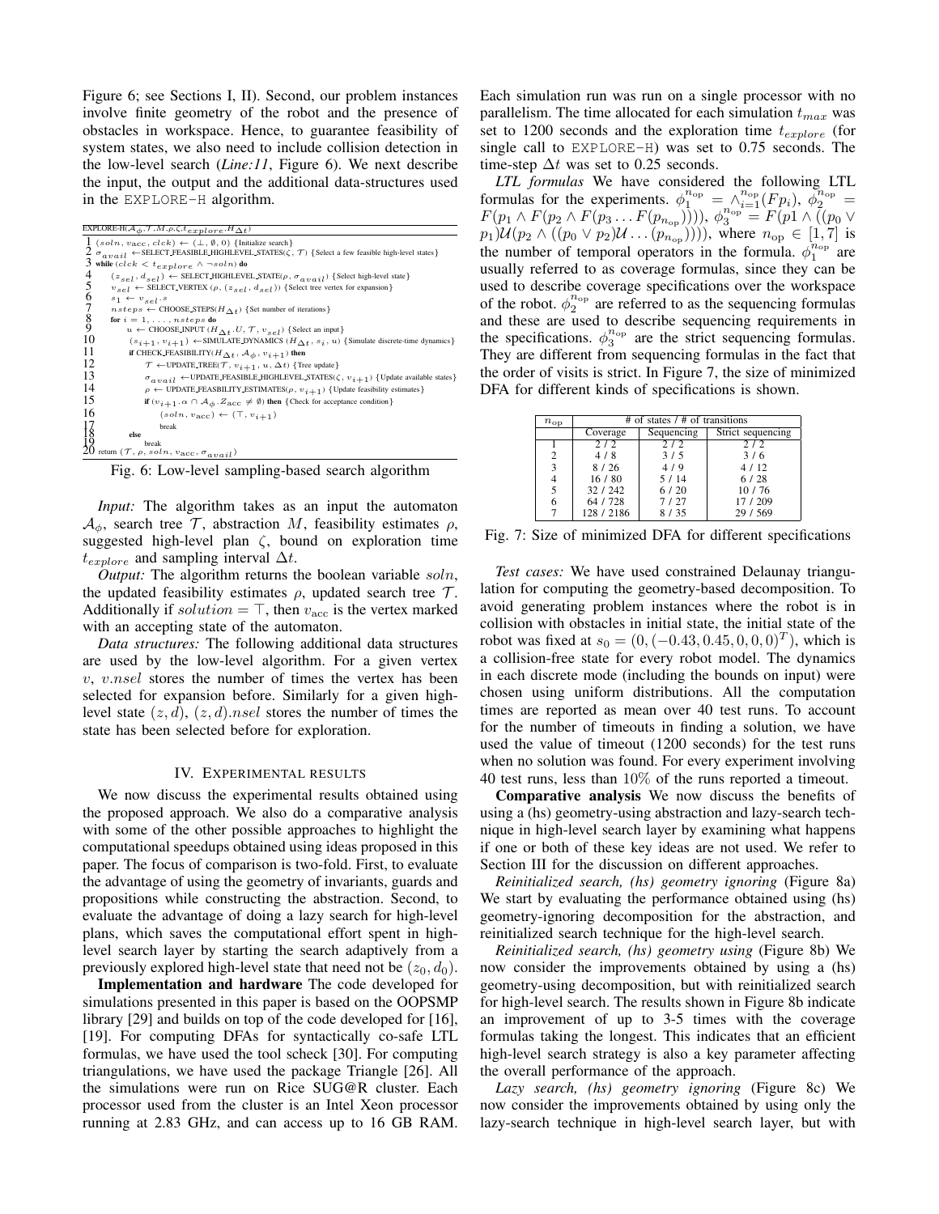Figure 6; see Sections I, II). Second, our problem instances involve finite geometry of the robot and the presence of obstacles in workspace. Hence, to guarantee feasibility of system states, we also need to include collision detection in the low-level search (*Line:11*, Figure 6). We next describe the input, the output and the additional data-structures used in the EXPLORE-H algorithm.

```
EXPLORE-H(A_φ, T, M, ρ, ζ, t_explore, H_Δt)
1  (soln, v_acc, clck) ← (⊥, ∅, 0) {Initialize search}
2  σ_avail ← SELECT_FEASIBLE_HIGHLEVEL_STATES(ζ, T) {Select a few feasible high-level states}
3  while (clck < t_explore ∧ ¬soln) do
4      (z_sel, d_sel) ← SELECT_HIGHLEVEL_STATE(ρ, σ_avail) {Select high-level state}
5      v_sel ← SELECT_VERTEX (ρ, (z_sel, d_sel)) {Select tree vertex for expansion}
6      s_1 ← v_sel.s
7      nsteps ← CHOOSE_STEPS(H_Δt) {Set number of iterations}
8      for i = 1, ..., nsteps do
9          u ← CHOOSE_INPUT (H_Δt.U, T, v_sel) {Select an input}
10         (s_{i+1}, v_{i+1}) ← SIMULATE_DYNAMICS (H_Δt, s_i, u) {Simulate discrete-time dynamics}
11         if CHECK_FEASIBILITY(H_Δt, A_φ, v_{i+1}) then
12             T ← UPDATE_TREE(T, v_{i+1}, u, Δt) {Tree update}
13             σ_avail ← UPDATE_FEASIBLE_HIGHLEVEL_STATES(ζ, v_{i+1}) {Update available states}
14             ρ ← UPDATE_FEASIBILITY_ESTIMATES(ρ, v_{i+1}) {Update feasibility estimates}
15             if (v_{i+1}.α ∩ A_φ.Z_acc ≠ ∅) then {Check for acceptance condition}
16                 (soln, v_acc) ← (⊤, v_{i+1})
17                 break
18         else
19             break
20 return (T, ρ, soln, v_acc, σ_avail)
```

Fig. 6: Low-level sampling-based search algorithm

*Input:* The algorithm takes as an input the automaton $\mathcal{A}_\phi$, search tree $\mathcal{T}$, abstraction $M$, feasibility estimates $\rho$, suggested high-level plan $\zeta$, bound on exploration time $t_{explore}$ and sampling interval $\Delta t$.

*Output:* The algorithm returns the boolean variable $soln$, the updated feasibility estimates $\rho$, updated search tree $\mathcal{T}$. Additionally if $solution = \top$, then $v_{\rm acc}$ is the vertex marked with an accepting state of the automaton.

*Data structures:* The following additional data structures are used by the low-level algorithm. For a given vertex $v$, $v.nsel$ stores the number of times the vertex has been selected for expansion before. Similarly for a given high-level state $(z, d)$, $(z, d).nsel$ stores the number of times the state has been selected before for exploration.

## IV. Experimental results

We now discuss the experimental results obtained using the proposed approach. We also do a comparative analysis with some of the other possible approaches to highlight the computational speedups obtained using ideas proposed in this paper. The focus of comparison is two-fold. First, to evaluate the advantage of using the geometry of invariants, guards and propositions while constructing the abstraction. Second, to evaluate the advantage of doing a lazy search for high-level plans, which saves the computational effort spent in high-level search layer by starting the search adaptively from a previously explored high-level state that need not be $(z_0, d_0)$.

**Implementation and hardware** The code developed for simulations presented in this paper is based on the OOPSMP library [29] and builds on top of the code developed for [16], [19]. For computing DFAs for syntactically co-safe LTL formulas, we have used the tool scheck [30]. For computing triangulations, we have used the package Triangle [26]. All the simulations were run on Rice SUG@R cluster. Each processor used from the cluster is an Intel Xeon processor running at 2.83 GHz, and can access up to 16 GB RAM. Each simulation run was run on a single processor with no parallelism. The time allocated for each simulation $t_{max}$ was set to 1200 seconds and the exploration time $t_{explore}$ (for single call to EXPLORE-H) was set to 0.75 seconds. The time-step $\Delta t$ was set to 0.25 seconds.

*LTL formulas* We have considered the following LTL formulas for the experiments. $\phi_1^{n_{\rm op}} = \wedge_{i=1}^{n_{\rm op}}(Fp_i)$, $\phi_2^{n_{\rm op}} = F(p_1 \wedge F(p_2 \wedge F(p_3 \ldots F(p_{n_{\rm op}}))))$, $\phi_3^{n_{\rm op}} = F(p1 \wedge ((p_0 \vee p_1)\mathcal{U}(p_2 \wedge ((p_0 \vee p_2)\mathcal{U} \ldots (p_{n_{\rm op}}))))$, where $n_{\rm op} \in [1, 7]$ is the number of temporal operators in the formula. $\phi_1^{n_{\rm op}}$ are usually referred to as coverage formulas, since they can be used to describe coverage specifications over the workspace of the robot. $\phi_2^{n_{\rm op}}$ are referred to as the sequencing formulas and these are used to describe sequencing requirements in the specifications. $\phi_3^{n_{\rm op}}$ are the strict sequencing formulas. They are different from sequencing formulas in the fact that the order of visits is strict. In Figure 7, the size of minimized DFA for different kinds of specifications is shown.

| $n_{\rm op}$ | # of states / # of transitions | | |
|---|---|---|---|
| | Coverage | Sequencing | Strict sequencing |
| 1 | 2 / 2 | 2 / 2 | 2 / 2 |
| 2 | 4 / 8 | 3 / 5 | 3 / 6 |
| 3 | 8 / 26 | 4 / 9 | 4 / 12 |
| 4 | 16 / 80 | 5 / 14 | 6 / 28 |
| 5 | 32 / 242 | 6 / 20 | 10 / 76 |
| 6 | 64 / 728 | 7 / 27 | 17 / 209 |
| 7 | 128 / 2186 | 8 / 35 | 29 / 569 |

Fig. 7: Size of minimized DFA for different specifications

*Test cases:* We have used constrained Delaunay triangulation for computing the geometry-based decomposition. To avoid generating problem instances where the robot is in collision with obstacles in initial state, the initial state of the robot was fixed at $s_0 = (0, (-0.43, 0.45, 0, 0, 0)^T)$, which is a collision-free state for every robot model. The dynamics in each discrete mode (including the bounds on input) were chosen using uniform distributions. All the computation times are reported as mean over 40 test runs. To account for the number of timeouts in finding a solution, we have used the value of timeout (1200 seconds) for the test runs when no solution was found. For every experiment involving 40 test runs, less than 10% of the runs reported a timeout.

**Comparative analysis** We now discuss the benefits of using a (hs) geometry-using abstraction and lazy-search technique in high-level search layer by examining what happens if one or both of these key ideas are not used. We refer to Section III for the discussion on different approaches.

*Reinitialized search, (hs) geometry ignoring* (Figure 8a) We start by evaluating the performance obtained using (hs) geometry-ignoring decomposition for the abstraction, and reinitialized search technique for the high-level search.

*Reinitialized search, (hs) geometry using* (Figure 8b) We now consider the improvements obtained by using a (hs) geometry-using decomposition, but with reinitialized search for high-level search. The results shown in Figure 8b indicate an improvement of up to 3-5 times with the coverage formulas taking the longest. This indicates that an efficient high-level search strategy is also a key parameter affecting the overall performance of the approach.

*Lazy search, (hs) geometry ignoring* (Figure 8c) We now consider the improvements obtained by using only the lazy-search technique in high-level search layer, but with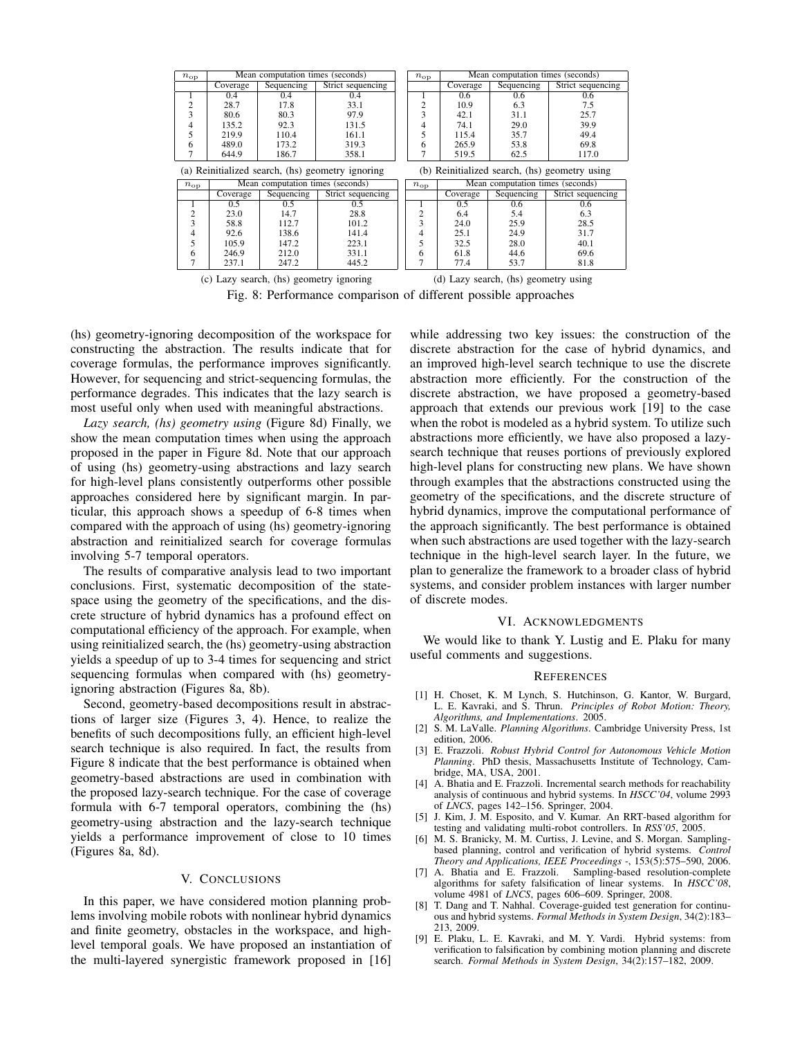| $n_{\mathrm{op}}$ | Mean computation times (seconds) | | |
|---|---|---|---|
| | Coverage | Sequencing | Strict sequencing |
| 1 | 0.4 | 0.4 | 0.4 |
| 2 | 28.7 | 17.8 | 33.1 |
| 3 | 80.6 | 80.3 | 97.9 |
| 4 | 135.2 | 92.3 | 131.5 |
| 5 | 219.9 | 110.4 | 161.1 |
| 6 | 489.0 | 173.2 | 319.3 |
| 7 | 644.9 | 186.7 | 358.1 |

(a) Reinitialized search, (hs) geometry ignoring

| $n_{\mathrm{op}}$ | Mean computation times (seconds) | | |
|---|---|---|---|
| | Coverage | Sequencing | Strict sequencing |
| 1 | 0.6 | 0.6 | 0.6 |
| 2 | 10.9 | 6.3 | 7.5 |
| 3 | 42.1 | 31.1 | 25.7 |
| 4 | 74.1 | 29.0 | 39.9 |
| 5 | 115.4 | 35.7 | 49.4 |
| 6 | 265.9 | 53.8 | 69.8 |
| 7 | 519.5 | 62.5 | 117.0 |

(b) Reinitialized search, (hs) geometry using

| $n_{\mathrm{op}}$ | Mean computation times (seconds) | | |
|---|---|---|---|
| | Coverage | Sequencing | Strict sequencing |
| 1 | 0.5 | 0.5 | 0.5 |
| 2 | 23.0 | 14.7 | 28.8 |
| 3 | 58.8 | 112.7 | 101.2 |
| 4 | 92.6 | 138.6 | 141.4 |
| 5 | 105.9 | 147.2 | 223.1 |
| 6 | 246.9 | 212.0 | 331.1 |
| 7 | 237.1 | 247.2 | 445.2 |

(c) Lazy search, (hs) geometry ignoring

| $n_{\mathrm{op}}$ | Mean computation times (seconds) | | |
|---|---|---|---|
| | Coverage | Sequencing | Strict sequencing |
| 1 | 0.5 | 0.6 | 0.6 |
| 2 | 6.4 | 5.4 | 6.3 |
| 3 | 24.0 | 25.9 | 28.5 |
| 4 | 25.1 | 24.9 | 31.7 |
| 5 | 32.5 | 28.0 | 40.1 |
| 6 | 61.8 | 44.6 | 69.6 |
| 7 | 77.4 | 53.7 | 81.8 |

(d) Lazy search, (hs) geometry using

Fig. 8: Performance comparison of different possible approaches

(hs) geometry-ignoring decomposition of the workspace for constructing the abstraction. The results indicate that for coverage formulas, the performance improves significantly. However, for sequencing and strict-sequencing formulas, the performance degrades. This indicates that the lazy search is most useful only when used with meaningful abstractions.

*Lazy search, (hs) geometry using* (Figure 8d) Finally, we show the mean computation times when using the approach proposed in the paper in Figure 8d. Note that our approach of using (hs) geometry-using abstractions and lazy search for high-level plans consistently outperforms other possible approaches considered here by significant margin. In particular, this approach shows a speedup of 6-8 times when compared with the approach of using (hs) geometry-ignoring abstraction and reinitialized search for coverage formulas involving 5-7 temporal operators.

The results of comparative analysis lead to two important conclusions. First, systematic decomposition of the state-space using the geometry of the specifications, and the discrete structure of hybrid dynamics has a profound effect on computational efficiency of the approach. For example, when using reinitialized search, the (hs) geometry-using abstraction yields a speedup of up to 3-4 times for sequencing and strict sequencing formulas when compared with (hs) geometry-ignoring abstraction (Figures 8a, 8b).

Second, geometry-based decompositions result in abstractions of larger size (Figures 3, 4). Hence, to realize the benefits of such decompositions fully, an efficient high-level search technique is also required. In fact, the results from Figure 8 indicate that the best performance is obtained when geometry-based abstractions are used in combination with the proposed lazy-search technique. For the case of coverage formula with 6-7 temporal operators, combining the (hs) geometry-using abstraction and the lazy-search technique yields a performance improvement of close to 10 times (Figures 8a, 8d).

## V. Conclusions

In this paper, we have considered motion planning problems involving mobile robots with nonlinear hybrid dynamics and finite geometry, obstacles in the workspace, and high-level temporal goals. We have proposed an instantiation of the multi-layered synergistic framework proposed in [16] while addressing two key issues: the construction of the discrete abstraction for the case of hybrid dynamics, and an improved high-level search technique to use the discrete abstraction more efficiently. For the construction of the discrete abstraction, we have proposed a geometry-based approach that extends our previous work [19] to the case when the robot is modeled as a hybrid system. To utilize such abstractions more efficiently, we have also proposed a lazy-search technique that reuses portions of previously explored high-level plans for constructing new plans. We have shown through examples that the abstractions constructed using the geometry of the specifications, and the discrete structure of hybrid dynamics, improve the computational performance of the approach significantly. The best performance is obtained when such abstractions are used together with the lazy-search technique in the high-level search layer. In the future, we plan to generalize the framework to a broader class of hybrid systems, and consider problem instances with larger number of discrete modes.

## VI. Acknowledgments

We would like to thank Y. Lustig and E. Plaku for many useful comments and suggestions.

## References

[1] H. Choset, K. M Lynch, S. Hutchinson, G. Kantor, W. Burgard, L. E. Kavraki, and S. Thrun. *Principles of Robot Motion: Theory, Algorithms, and Implementations*. 2005.

[2] S. M. LaValle. *Planning Algorithms*. Cambridge University Press, 1st edition, 2006.

[3] E. Frazzoli. *Robust Hybrid Control for Autonomous Vehicle Motion Planning*. PhD thesis, Massachusetts Institute of Technology, Cambridge, MA, USA, 2001.

[4] A. Bhatia and E. Frazzoli. Incremental search methods for reachability analysis of continuous and hybrid systems. In *HSCC'04*, volume 2993 of *LNCS*, pages 142–156. Springer, 2004.

[5] J. Kim, J. M. Esposito, and V. Kumar. An RRT-based algorithm for testing and validating multi-robot controllers. In *RSS'05*, 2005.

[6] M. S. Branicky, M. M. Curtiss, J. Levine, and S. Morgan. Sampling-based planning, control and verification of hybrid systems. *Control Theory and Applications, IEEE Proceedings -*, 153(5):575–590, 2006.

[7] A. Bhatia and E. Frazzoli. Sampling-based resolution-complete algorithms for safety falsification of linear systems. In *HSCC'08*, volume 4981 of *LNCS*, pages 606–609. Springer, 2008.

[8] T. Dang and T. Nahhal. Coverage-guided test generation for continuous and hybrid systems. *Formal Methods in System Design*, 34(2):183–213, 2009.

[9] E. Plaku, L. E. Kavraki, and M. Y. Vardi. Hybrid systems: from verification to falsification by combining motion planning and discrete search. *Formal Methods in System Design*, 34(2):157–182, 2009.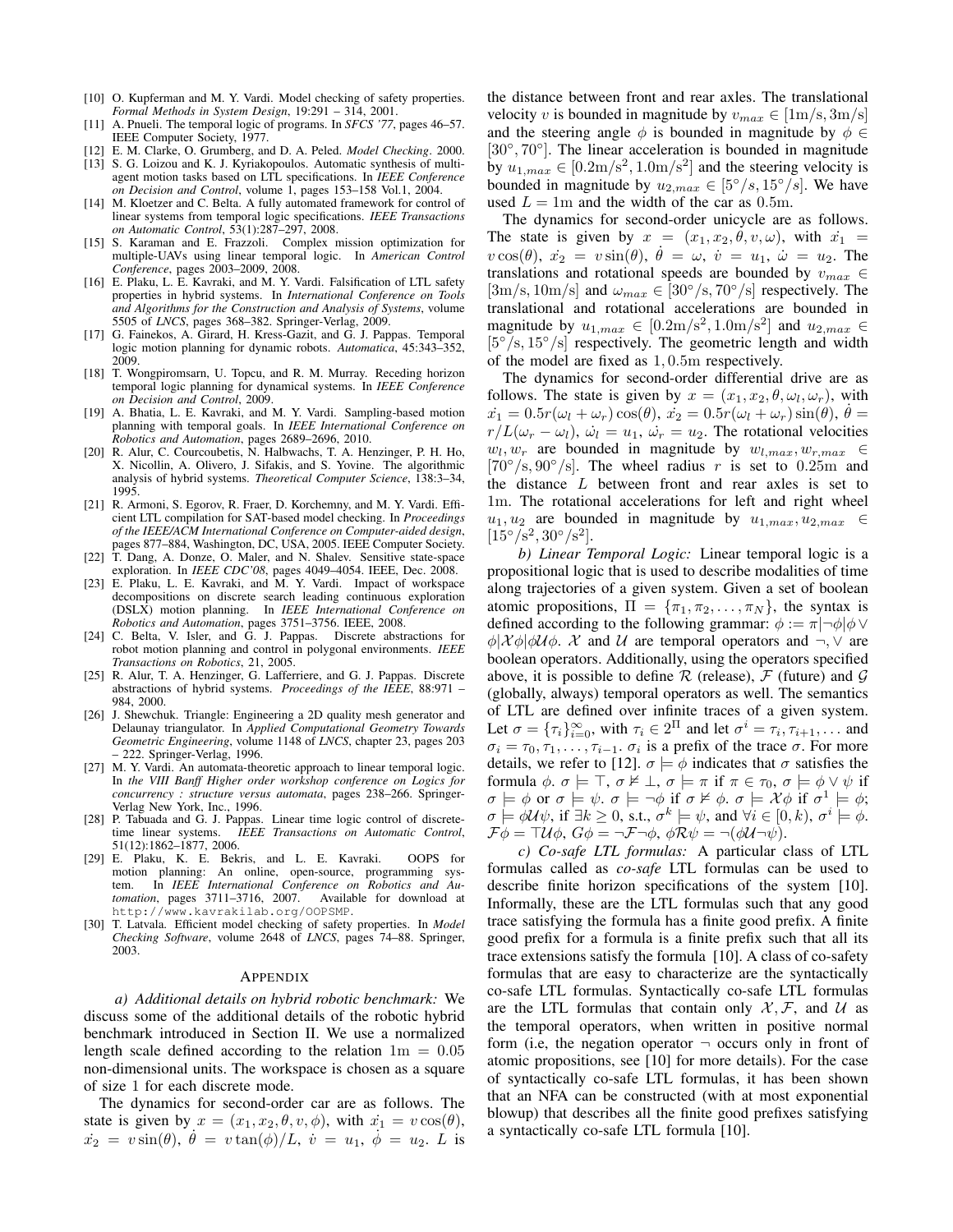[10] O. Kupferman and M. Y. Vardi. Model checking of safety properties. *Formal Methods in System Design*, 19:291 – 314, 2001.

[11] A. Pnueli. The temporal logic of programs. In *SFCS '77*, pages 46–57. IEEE Computer Society, 1977.

[12] E. M. Clarke, O. Grumberg, and D. A. Peled. *Model Checking*. 2000.

[13] S. G. Loizou and K. J. Kyriakopoulos. Automatic synthesis of multi-agent motion tasks based on LTL specifications. In *IEEE Conference on Decision and Control*, volume 1, pages 153–158 Vol.1, 2004.

[14] M. Kloetzer and C. Belta. A fully automated framework for control of linear systems from temporal logic specifications. *IEEE Transactions on Automatic Control*, 53(1):287–297, 2008.

[15] S. Karaman and E. Frazzoli. Complex mission optimization for multiple-UAVs using linear temporal logic. In *American Control Conference*, pages 2003–2009, 2008.

[16] E. Plaku, L. E. Kavraki, and M. Y. Vardi. Falsification of LTL safety properties in hybrid systems. In *International Conference on Tools and Algorithms for the Construction and Analysis of Systems*, volume 5505 of *LNCS*, pages 368–382. Springer-Verlag, 2009.

[17] G. Fainekos, A. Girard, H. Kress-Gazit, and G. J. Pappas. Temporal logic motion planning for dynamic robots. *Automatica*, 45:343–352, 2009.

[18] T. Wongpiromsarn, U. Topcu, and R. M. Murray. Receding horizon temporal logic planning for dynamical systems. In *IEEE Conference on Decision and Control*, 2009.

[19] A. Bhatia, L. E. Kavraki, and M. Y. Vardi. Sampling-based motion planning with temporal goals. In *IEEE International Conference on Robotics and Automation*, pages 2689–2696, 2010.

[20] R. Alur, C. Courcoubetis, N. Halbwachs, T. A. Henzinger, P. H. Ho, X. Nicollin, A. Olivero, J. Sifakis, and S. Yovine. The algorithmic analysis of hybrid systems. *Theoretical Computer Science*, 138:3–34, 1995.

[21] R. Armoni, S. Egorov, R. Fraer, D. Korchemny, and M. Y. Vardi. Efficient LTL compilation for SAT-based model checking. In *Proceedings of the IEEE/ACM International Conference on Computer-aided design*, pages 877–884, Washington, DC, USA, 2005. IEEE Computer Society.

[22] T. Dang, A. Donze, O. Maler, and N. Shalev. Sensitive state-space exploration. In *IEEE CDC'08*, pages 4049–4054. IEEE, Dec. 2008.

[23] E. Plaku, L. E. Kavraki, and M. Y. Vardi. Impact of workspace decompositions on discrete search leading continuous exploration (DSLX) motion planning. In *IEEE International Conference on Robotics and Automation*, pages 3751–3756. IEEE, 2008.

[24] C. Belta, V. Isler, and G. J. Pappas. Discrete abstractions for robot motion planning and control in polygonal environments. *IEEE Transactions on Robotics*, 21, 2005.

[25] R. Alur, T. A. Henzinger, G. Lafferriere, and G. J. Pappas. Discrete abstractions of hybrid systems. *Proceedings of the IEEE*, 88:971 – 984, 2000.

[26] J. Shewchuk. Triangle: Engineering a 2D quality mesh generator and Delaunay triangulator. In *Applied Computational Geometry Towards Geometric Engineering*, volume 1148 of *LNCS*, chapter 23, pages 203 – 222. Springer-Verlag, 1996.

[27] M. Y. Vardi. An automata-theoretic approach to linear temporal logic. In *the VIII Banff Higher order workshop conference on Logics for concurrency : structure versus automata*, pages 238–266. Springer-Verlag New York, Inc., 1996.

[28] P. Tabuada and G. J. Pappas. Linear time logic control of discrete-time linear systems. *IEEE Transactions on Automatic Control*, 51(12):1862–1877, 2006.

[29] E. Plaku, K. E. Bekris, and L. E. Kavraki. OOPS for motion planning: An online, open-source, programming system. In *IEEE International Conference on Robotics and Automation*, pages 3711–3716, 2007. Available for download at http://www.kavrakilab.org/OOPSMP.

[30] T. Latvala. Efficient model checking of safety properties. In *Model Checking Software*, volume 2648 of *LNCS*, pages 74–88. Springer, 2003.

## APPENDIX

*a) Additional details on hybrid robotic benchmark:* We discuss some of the additional details of the robotic hybrid benchmark introduced in Section II. We use a normalized length scale defined according to the relation $1\text{m} = 0.05$ non-dimensional units. The workspace is chosen as a square of size 1 for each discrete mode.

The dynamics for second-order car are as follows. The state is given by $x = (x_1, x_2, \theta, v, \phi)$, with $\dot{x_1} = v\cos(\theta)$, $\dot{x_2} = v\sin(\theta)$, $\dot{\theta} = v\tan(\phi)/L$, $\dot{v} = u_1$, $\dot{\phi} = u_2$. $L$ is the distance between front and rear axles. The translational velocity $v$ is bounded in magnitude by $v_{max} \in [1\text{m/s}, 3\text{m/s}]$ and the steering angle $\phi$ is bounded in magnitude by $\phi \in [30^\circ, 70^\circ]$. The linear acceleration is bounded in magnitude by $u_{1,max} \in [0.2\text{m/s}^2, 1.0\text{m/s}^2]$ and the steering velocity is bounded in magnitude by $u_{2,max} \in [5^\circ/s, 15^\circ/s]$. We have used $L = 1\text{m}$ and the width of the car as $0.5\text{m}$.

The dynamics for second-order unicycle are as follows. The state is given by $x = (x_1, x_2, \theta, v, \omega)$, with $\dot{x_1} = v\cos(\theta)$, $\dot{x_2} = v\sin(\theta)$, $\dot{\theta} = \omega$, $\dot{v} = u_1$, $\dot{\omega} = u_2$. The translations and rotational speeds are bounded by $v_{max} \in [3\text{m/s}, 10\text{m/s}]$ and $\omega_{max} \in [30^\circ/\text{s}, 70^\circ/\text{s}]$ respectively. The translational and rotational accelerations are bounded in magnitude by $u_{1,max} \in [0.2\text{m/s}^2, 1.0\text{m/s}^2]$ and $u_{2,max} \in [5^\circ/\text{s}, 15^\circ/\text{s}]$ respectively. The geometric length and width of the model are fixed as $1, 0.5\text{m}$ respectively.

The dynamics for second-order differential drive are as follows. The state is given by $x = (x_1, x_2, \theta, \omega_l, \omega_r)$, with $\dot{x_1} = 0.5r(\omega_l + \omega_r)\cos(\theta)$, $\dot{x_2} = 0.5r(\omega_l + \omega_r)\sin(\theta)$, $\dot{\theta} = r/L(\omega_r - \omega_l)$, $\dot{\omega_l} = u_1$, $\dot{\omega_r} = u_2$. The rotational velocities $w_l, w_r$ are bounded in magnitude by $w_{l,max}, w_{r,max} \in [70^\circ/\text{s}, 90^\circ/\text{s}]$. The wheel radius $r$ is set to $0.25\text{m}$ and the distance $L$ between front and rear axles is set to $1\text{m}$. The rotational accelerations for left and right wheel $u_1, u_2$ are bounded in magnitude by $u_{1,max}, u_{2,max} \in [15^\circ/\text{s}^2, 30^\circ/\text{s}^2]$.

*b) Linear Temporal Logic:* Linear temporal logic is a propositional logic that is used to describe modalities of time along trajectories of a given system. Given a set of boolean atomic propositions, $\Pi = \{\pi_1, \pi_2, \ldots, \pi_N\}$, the syntax is defined according to the following grammar: $\phi := \pi | \neg\phi | \phi \vee \phi | \mathcal{X}\phi | \phi\mathcal{U}\phi$. $\mathcal{X}$ and $\mathcal{U}$ are temporal operators and $\neg, \vee$ are boolean operators. Additionally, using the operators specified above, it is possible to define $\mathcal{R}$ (release), $\mathcal{F}$ (future) and $\mathcal{G}$ (globally, always) temporal operators as well. The semantics of LTL are defined over infinite traces of a given system. Let $\sigma = \{\tau_i\}_{i=0}^{\infty}$, with $\tau_i \in 2^{\Pi}$ and let $\sigma^i = \tau_i, \tau_{i+1}, \ldots$ and $\sigma_i = \tau_0, \tau_1, \ldots, \tau_{i-1}$. $\sigma_i$ is a prefix of the trace $\sigma$. For more details, we refer to [12]. $\sigma \models \phi$ indicates that $\sigma$ satisfies the formula $\phi$. $\sigma \models \top$, $\sigma \not\models \bot$, $\sigma \models \pi$ if $\pi \in \tau_0$, $\sigma \models \phi \vee \psi$ if $\sigma \models \phi$ or $\sigma \models \psi$. $\sigma \models \neg\phi$ if $\sigma \not\models \phi$. $\sigma \models \mathcal{X}\phi$ if $\sigma^1 \models \phi$; $\sigma \models \phi\mathcal{U}\psi$, if $\exists k \geq 0$, s.t., $\sigma^k \models \psi$, and $\forall i \in [0, k)$, $\sigma^i \models \phi$. $\mathcal{F}\phi = \top\mathcal{U}\phi$, $G\phi = \neg\mathcal{F}\neg\phi$, $\phi\mathcal{R}\psi = \neg(\phi\mathcal{U}\neg\psi)$.

*c) Co-safe LTL formulas:* A particular class of LTL formulas called as *co-safe* LTL formulas can be used to describe finite horizon specifications of the system [10]. Informally, these are the LTL formulas such that any good trace satisfying the formula has a finite good prefix. A finite good prefix for a formula is a finite prefix such that all its trace extensions satisfy the formula [10]. A class of co-safety formulas that are easy to characterize are the syntactically co-safe LTL formulas. Syntactically co-safe LTL formulas are the LTL formulas that contain only $\mathcal{X}, \mathcal{F}$, and $\mathcal{U}$ as the temporal operators, when written in positive normal form (i.e, the negation operator $\neg$ occurs only in front of atomic propositions, see [10] for more details). For the case of syntactically co-safe LTL formulas, it has been shown that an NFA can be constructed (with at most exponential blowup) that describes all the finite good prefixes satisfying a syntactically co-safe LTL formula [10].